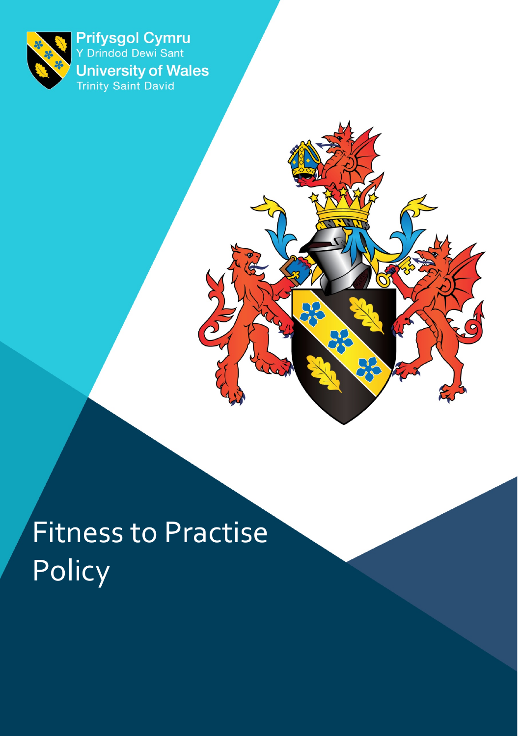Prifysgol Cymru
Y Drindod Dewi Sant
University of Wales
Trinity Saint David

# Fitness to Practise Policy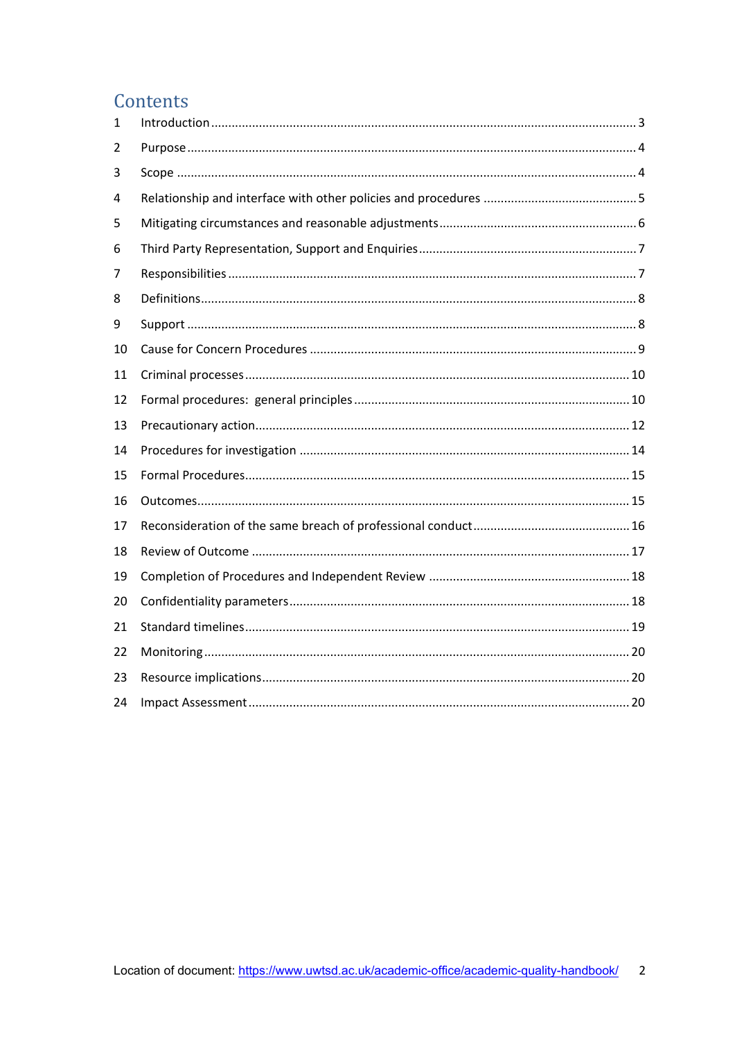# Contents

| | | |
|---|---|---|
| 1 | Introduction | 3 |
| 2 | Purpose | 4 |
| 3 | Scope | 4 |
| 4 | Relationship and interface with other policies and procedures | 5 |
| 5 | Mitigating circumstances and reasonable adjustments | 6 |
| 6 | Third Party Representation, Support and Enquiries | 7 |
| 7 | Responsibilities | 7 |
| 8 | Definitions | 8 |
| 9 | Support | 8 |
| 10 | Cause for Concern Procedures | 9 |
| 11 | Criminal processes | 10 |
| 12 | Formal procedures: general principles | 10 |
| 13 | Precautionary action | 12 |
| 14 | Procedures for investigation | 14 |
| 15 | Formal Procedures | 15 |
| 16 | Outcomes | 15 |
| 17 | Reconsideration of the same breach of professional conduct | 16 |
| 18 | Review of Outcome | 17 |
| 19 | Completion of Procedures and Independent Review | 18 |
| 20 | Confidentiality parameters | 18 |
| 21 | Standard timelines | 19 |
| 22 | Monitoring | 20 |
| 23 | Resource implications | 20 |
| 24 | Impact Assessment | 20 |

Location of document: https://www.uwtsd.ac.uk/academic-office/academic-quality-handbook/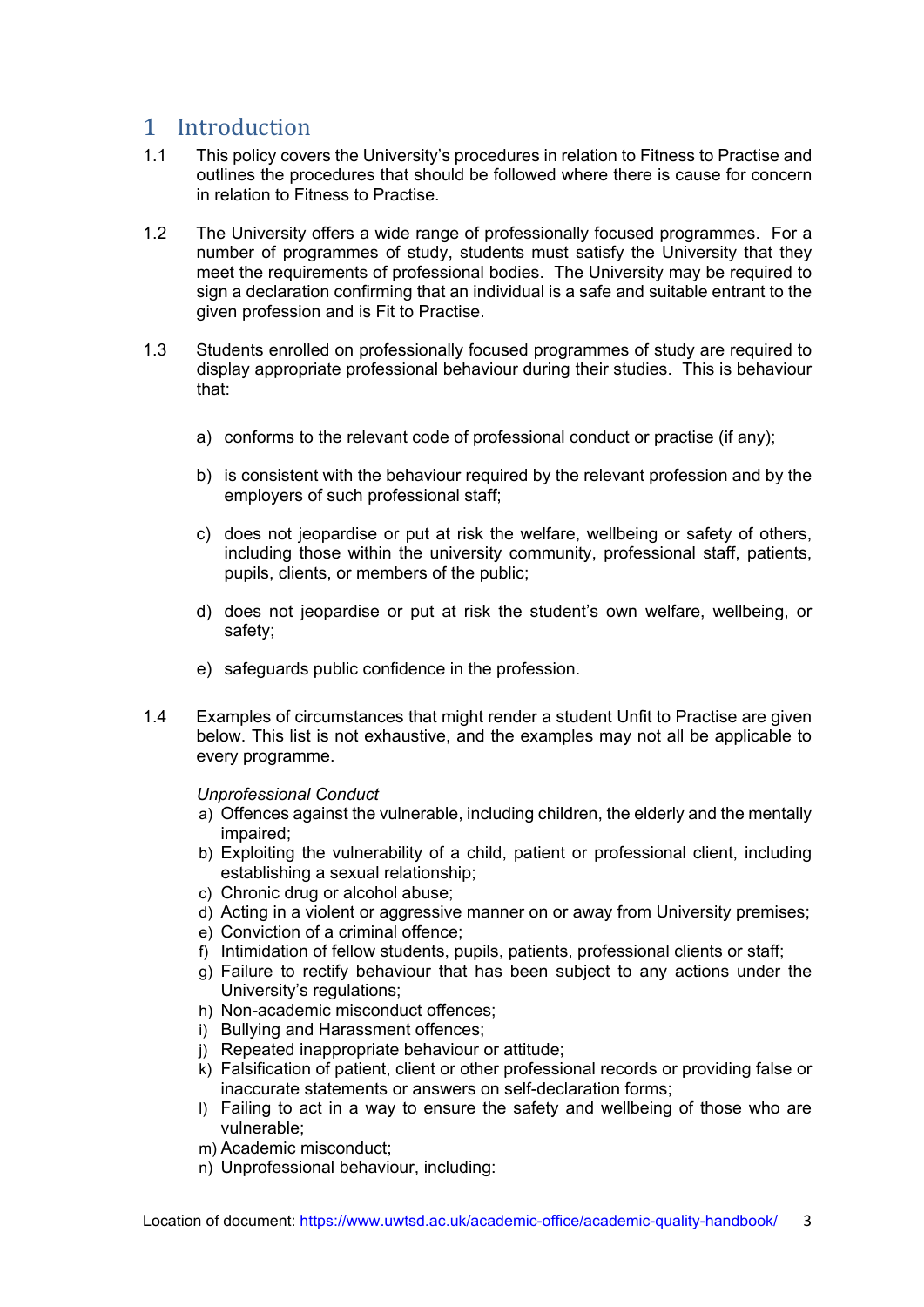# 1 Introduction

1.1 This policy covers the University's procedures in relation to Fitness to Practise and outlines the procedures that should be followed where there is cause for concern in relation to Fitness to Practise.

1.2 The University offers a wide range of professionally focused programmes. For a number of programmes of study, students must satisfy the University that they meet the requirements of professional bodies. The University may be required to sign a declaration confirming that an individual is a safe and suitable entrant to the given profession and is Fit to Practise.

1.3 Students enrolled on professionally focused programmes of study are required to display appropriate professional behaviour during their studies. This is behaviour that:

a) conforms to the relevant code of professional conduct or practise (if any);

b) is consistent with the behaviour required by the relevant profession and by the employers of such professional staff;

c) does not jeopardise or put at risk the welfare, wellbeing or safety of others, including those within the university community, professional staff, patients, pupils, clients, or members of the public;

d) does not jeopardise or put at risk the student's own welfare, wellbeing, or safety;

e) safeguards public confidence in the profession.

1.4 Examples of circumstances that might render a student Unfit to Practise are given below. This list is not exhaustive, and the examples may not all be applicable to every programme.

*Unprofessional Conduct*

a) Offences against the vulnerable, including children, the elderly and the mentally impaired;
b) Exploiting the vulnerability of a child, patient or professional client, including establishing a sexual relationship;
c) Chronic drug or alcohol abuse;
d) Acting in a violent or aggressive manner on or away from University premises;
e) Conviction of a criminal offence;
f) Intimidation of fellow students, pupils, patients, professional clients or staff;
g) Failure to rectify behaviour that has been subject to any actions under the University's regulations;
h) Non-academic misconduct offences;
i) Bullying and Harassment offences;
j) Repeated inappropriate behaviour or attitude;
k) Falsification of patient, client or other professional records or providing false or inaccurate statements or answers on self-declaration forms;
l) Failing to act in a way to ensure the safety and wellbeing of those who are vulnerable;
m) Academic misconduct;
n) Unprofessional behaviour, including: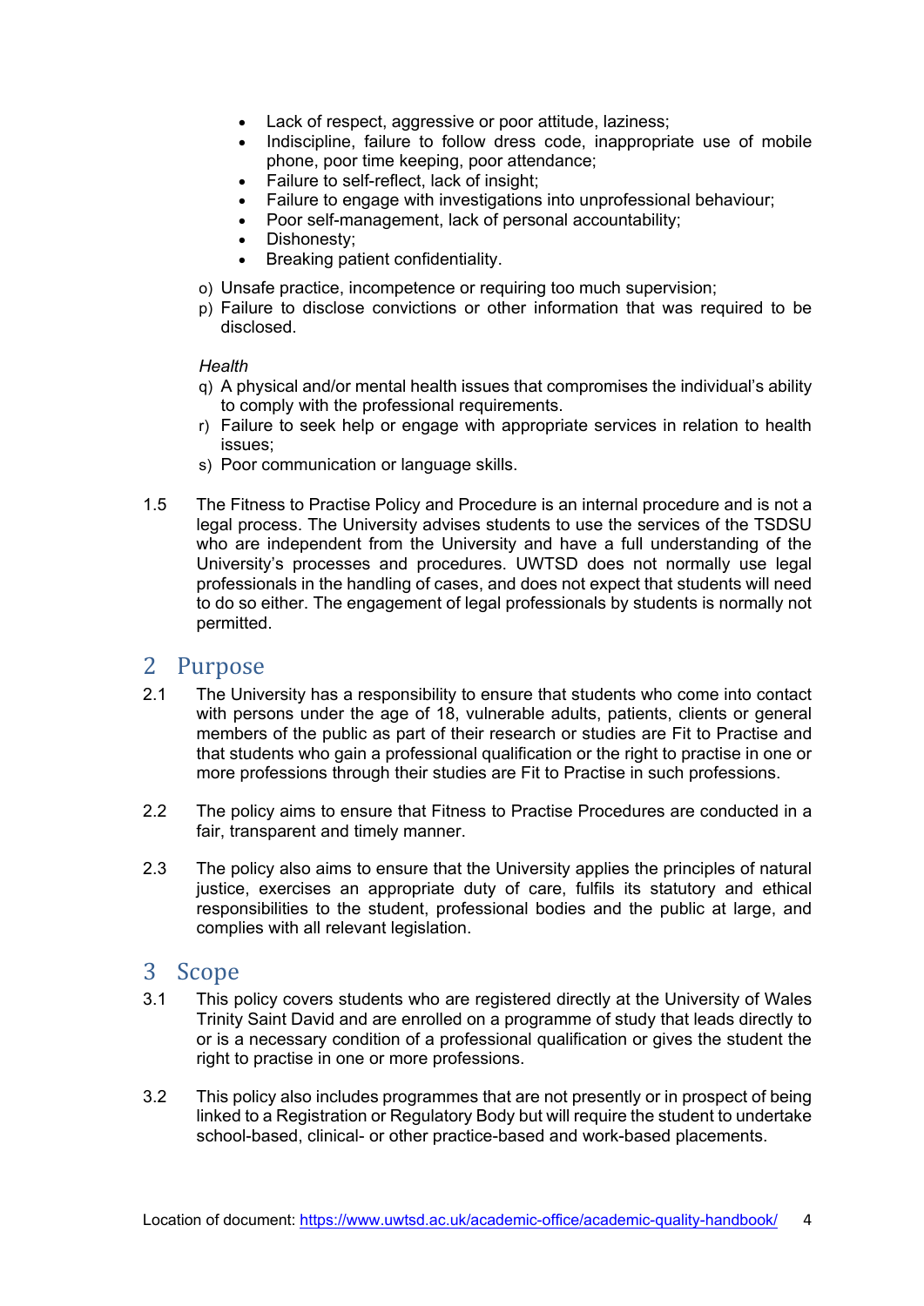- Lack of respect, aggressive or poor attitude, laziness;
- Indiscipline, failure to follow dress code, inappropriate use of mobile phone, poor time keeping, poor attendance;
- Failure to self-reflect, lack of insight;
- Failure to engage with investigations into unprofessional behaviour;
- Poor self-management, lack of personal accountability;
- Dishonesty;
- Breaking patient confidentiality.

o) Unsafe practice, incompetence or requiring too much supervision;

p) Failure to disclose convictions or other information that was required to be disclosed.

*Health*

q) A physical and/or mental health issues that compromises the individual's ability to comply with the professional requirements.

r) Failure to seek help or engage with appropriate services in relation to health issues;

s) Poor communication or language skills.

1.5 The Fitness to Practise Policy and Procedure is an internal procedure and is not a legal process. The University advises students to use the services of the TSDSU who are independent from the University and have a full understanding of the University's processes and procedures. UWTSD does not normally use legal professionals in the handling of cases, and does not expect that students will need to do so either. The engagement of legal professionals by students is normally not permitted.

## 2 Purpose

2.1 The University has a responsibility to ensure that students who come into contact with persons under the age of 18, vulnerable adults, patients, clients or general members of the public as part of their research or studies are Fit to Practise and that students who gain a professional qualification or the right to practise in one or more professions through their studies are Fit to Practise in such professions.

2.2 The policy aims to ensure that Fitness to Practise Procedures are conducted in a fair, transparent and timely manner.

2.3 The policy also aims to ensure that the University applies the principles of natural justice, exercises an appropriate duty of care, fulfils its statutory and ethical responsibilities to the student, professional bodies and the public at large, and complies with all relevant legislation.

## 3 Scope

3.1 This policy covers students who are registered directly at the University of Wales Trinity Saint David and are enrolled on a programme of study that leads directly to or is a necessary condition of a professional qualification or gives the student the right to practise in one or more professions.

3.2 This policy also includes programmes that are not presently or in prospect of being linked to a Registration or Regulatory Body but will require the student to undertake school-based, clinical- or other practice-based and work-based placements.

Location of document: https://www.uwtsd.ac.uk/academic-office/academic-quality-handbook/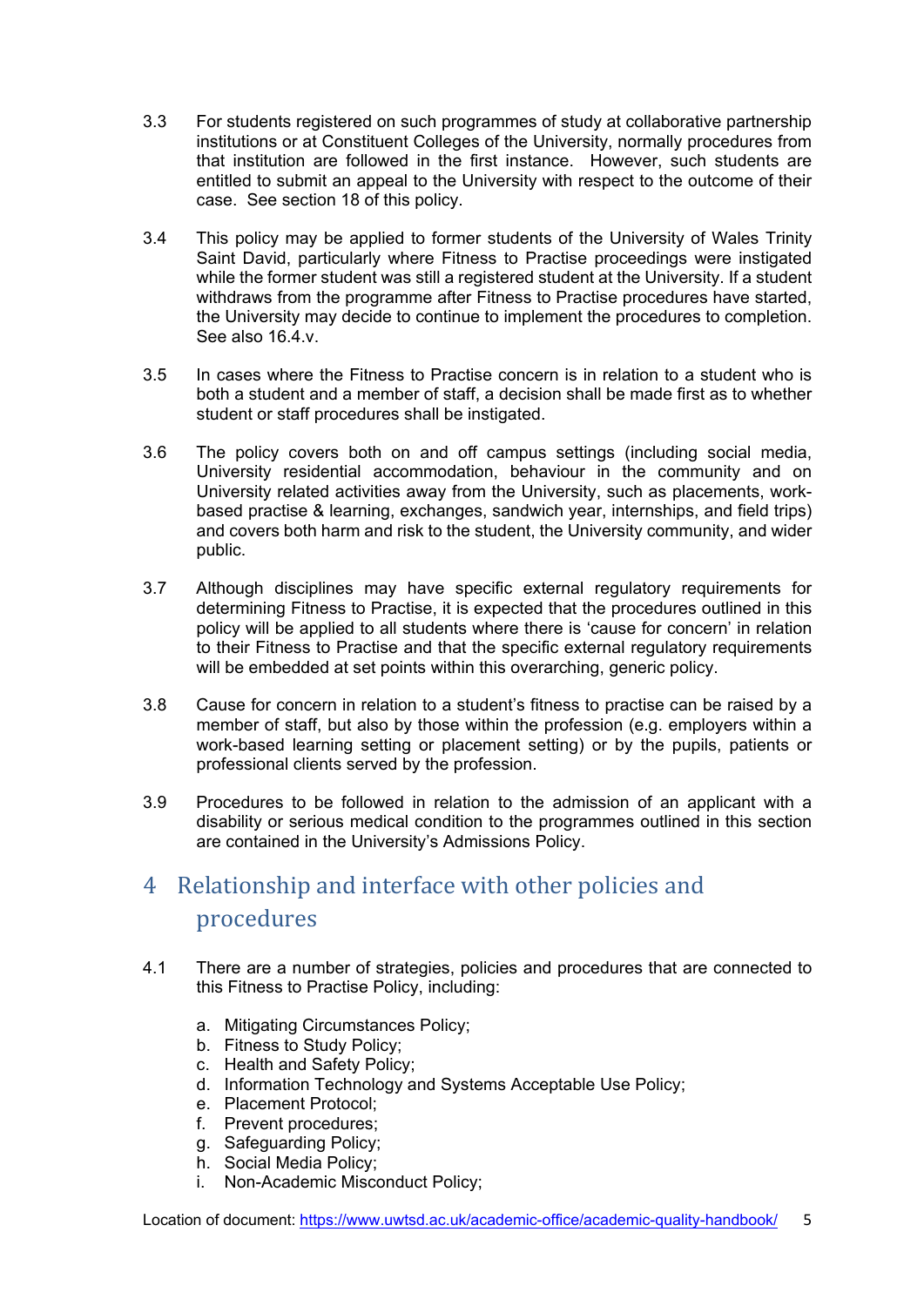3.3 For students registered on such programmes of study at collaborative partnership institutions or at Constituent Colleges of the University, normally procedures from that institution are followed in the first instance. However, such students are entitled to submit an appeal to the University with respect to the outcome of their case. See section 18 of this policy.

3.4 This policy may be applied to former students of the University of Wales Trinity Saint David, particularly where Fitness to Practise proceedings were instigated while the former student was still a registered student at the University. If a student withdraws from the programme after Fitness to Practise procedures have started, the University may decide to continue to implement the procedures to completion. See also 16.4.v.

3.5 In cases where the Fitness to Practise concern is in relation to a student who is both a student and a member of staff, a decision shall be made first as to whether student or staff procedures shall be instigated.

3.6 The policy covers both on and off campus settings (including social media, University residential accommodation, behaviour in the community and on University related activities away from the University, such as placements, work-based practise & learning, exchanges, sandwich year, internships, and field trips) and covers both harm and risk to the student, the University community, and wider public.

3.7 Although disciplines may have specific external regulatory requirements for determining Fitness to Practise, it is expected that the procedures outlined in this policy will be applied to all students where there is 'cause for concern' in relation to their Fitness to Practise and that the specific external regulatory requirements will be embedded at set points within this overarching, generic policy.

3.8 Cause for concern in relation to a student's fitness to practise can be raised by a member of staff, but also by those within the profession (e.g. employers within a work-based learning setting or placement setting) or by the pupils, patients or professional clients served by the profession.

3.9 Procedures to be followed in relation to the admission of an applicant with a disability or serious medical condition to the programmes outlined in this section are contained in the University's Admissions Policy.

# 4 Relationship and interface with other policies and procedures

4.1 There are a number of strategies, policies and procedures that are connected to this Fitness to Practise Policy, including:

a. Mitigating Circumstances Policy;
b. Fitness to Study Policy;
c. Health and Safety Policy;
d. Information Technology and Systems Acceptable Use Policy;
e. Placement Protocol;
f. Prevent procedures;
g. Safeguarding Policy;
h. Social Media Policy;
i. Non-Academic Misconduct Policy;

Location of document: https://www.uwtsd.ac.uk/academic-office/academic-quality-handbook/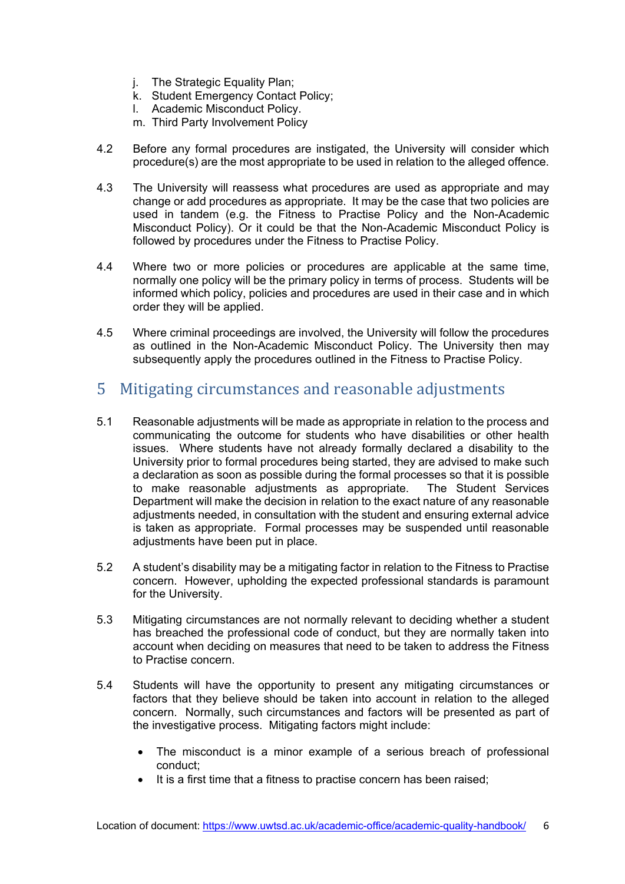j. The Strategic Equality Plan;
k. Student Emergency Contact Policy;
l. Academic Misconduct Policy.
m. Third Party Involvement Policy

4.2 Before any formal procedures are instigated, the University will consider which procedure(s) are the most appropriate to be used in relation to the alleged offence.

4.3 The University will reassess what procedures are used as appropriate and may change or add procedures as appropriate. It may be the case that two policies are used in tandem (e.g. the Fitness to Practise Policy and the Non-Academic Misconduct Policy). Or it could be that the Non-Academic Misconduct Policy is followed by procedures under the Fitness to Practise Policy.

4.4 Where two or more policies or procedures are applicable at the same time, normally one policy will be the primary policy in terms of process. Students will be informed which policy, policies and procedures are used in their case and in which order they will be applied.

4.5 Where criminal proceedings are involved, the University will follow the procedures as outlined in the Non-Academic Misconduct Policy. The University then may subsequently apply the procedures outlined in the Fitness to Practise Policy.

## 5 Mitigating circumstances and reasonable adjustments

5.1 Reasonable adjustments will be made as appropriate in relation to the process and communicating the outcome for students who have disabilities or other health issues. Where students have not already formally declared a disability to the University prior to formal procedures being started, they are advised to make such a declaration as soon as possible during the formal processes so that it is possible to make reasonable adjustments as appropriate. The Student Services Department will make the decision in relation to the exact nature of any reasonable adjustments needed, in consultation with the student and ensuring external advice is taken as appropriate. Formal processes may be suspended until reasonable adjustments have been put in place.

5.2 A student's disability may be a mitigating factor in relation to the Fitness to Practise concern. However, upholding the expected professional standards is paramount for the University.

5.3 Mitigating circumstances are not normally relevant to deciding whether a student has breached the professional code of conduct, but they are normally taken into account when deciding on measures that need to be taken to address the Fitness to Practise concern.

5.4 Students will have the opportunity to present any mitigating circumstances or factors that they believe should be taken into account in relation to the alleged concern. Normally, such circumstances and factors will be presented as part of the investigative process. Mitigating factors might include:

- The misconduct is a minor example of a serious breach of professional conduct;
- It is a first time that a fitness to practise concern has been raised;

Location of document: https://www.uwtsd.ac.uk/academic-office/academic-quality-handbook/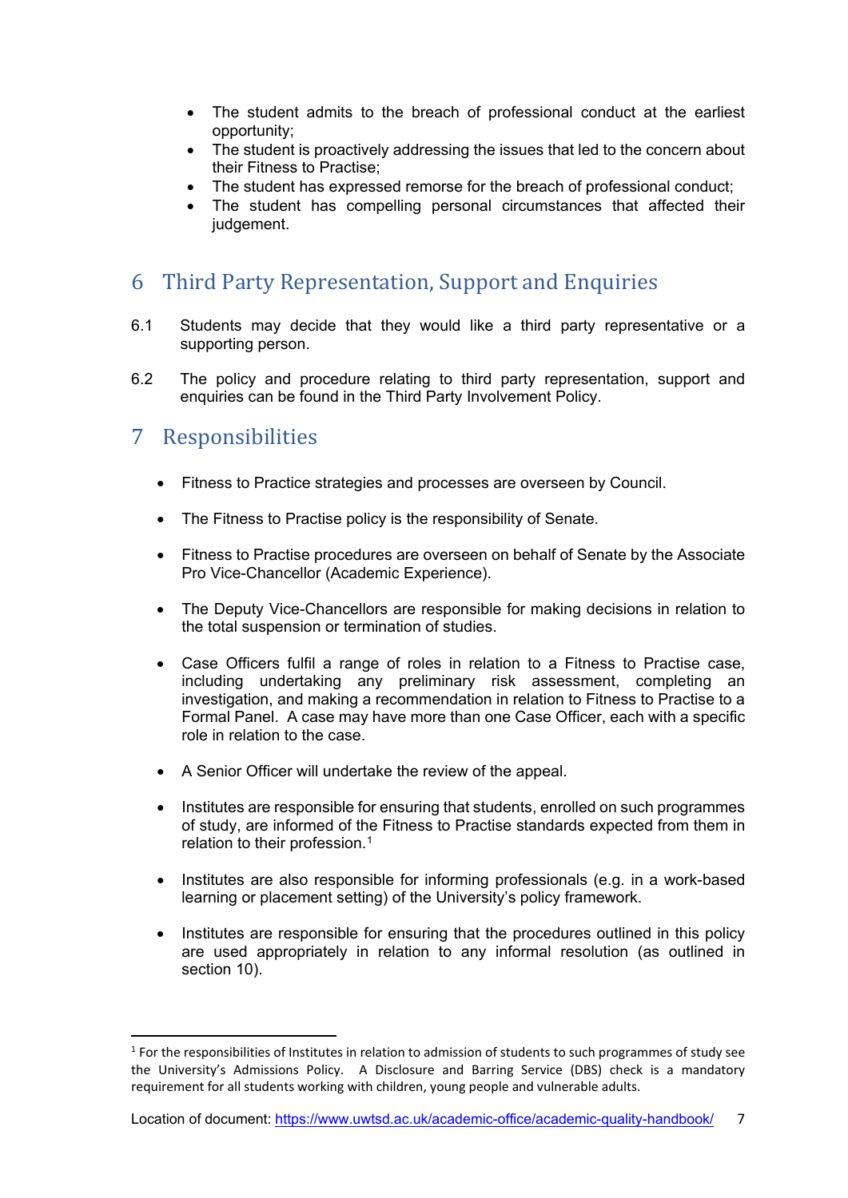- The student admits to the breach of professional conduct at the earliest opportunity;
- The student is proactively addressing the issues that led to the concern about their Fitness to Practise;
- The student has expressed remorse for the breach of professional conduct;
- The student has compelling personal circumstances that affected their judgement.

# 6 Third Party Representation, Support and Enquiries

6.1 Students may decide that they would like a third party representative or a supporting person.

6.2 The policy and procedure relating to third party representation, support and enquiries can be found in the Third Party Involvement Policy.

# 7 Responsibilities

- Fitness to Practice strategies and processes are overseen by Council.
- The Fitness to Practise policy is the responsibility of Senate.
- Fitness to Practise procedures are overseen on behalf of Senate by the Associate Pro Vice-Chancellor (Academic Experience).
- The Deputy Vice-Chancellors are responsible for making decisions in relation to the total suspension or termination of studies.
- Case Officers fulfil a range of roles in relation to a Fitness to Practise case, including undertaking any preliminary risk assessment, completing an investigation, and making a recommendation in relation to Fitness to Practise to a Formal Panel. A case may have more than one Case Officer, each with a specific role in relation to the case.
- A Senior Officer will undertake the review of the appeal.
- Institutes are responsible for ensuring that students, enrolled on such programmes of study, are informed of the Fitness to Practise standards expected from them in relation to their profession.[1]
- Institutes are also responsible for informing professionals (e.g. in a work-based learning or placement setting) of the University's policy framework.
- Institutes are responsible for ensuring that the procedures outlined in this policy are used appropriately in relation to any informal resolution (as outlined in section 10).

[1] For the responsibilities of Institutes in relation to admission of students to such programmes of study see the University's Admissions Policy. A Disclosure and Barring Service (DBS) check is a mandatory requirement for all students working with children, young people and vulnerable adults.

Location of document: https://www.uwtsd.ac.uk/academic-office/academic-quality-handbook/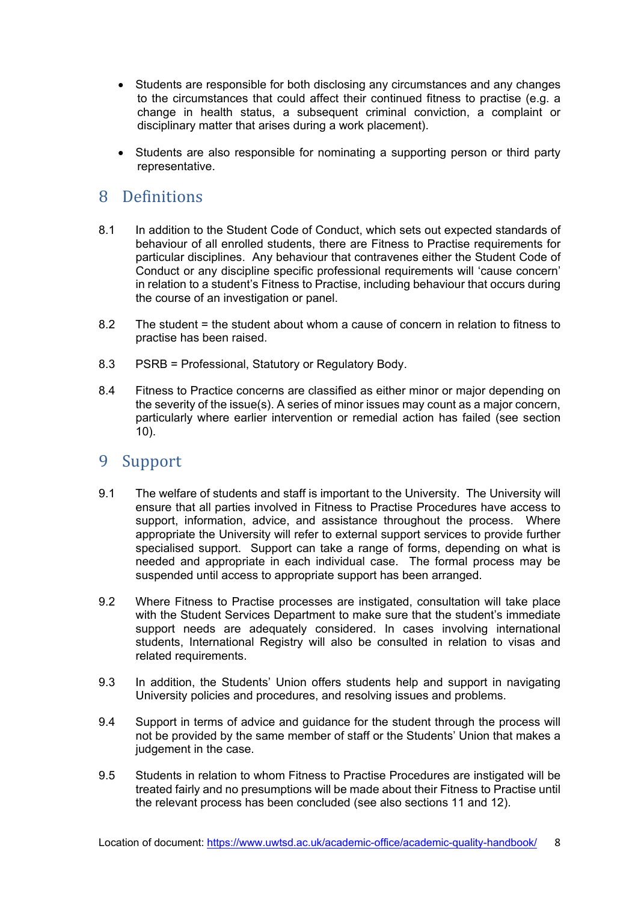- Students are responsible for both disclosing any circumstances and any changes to the circumstances that could affect their continued fitness to practise (e.g. a change in health status, a subsequent criminal conviction, a complaint or disciplinary matter that arises during a work placement).
- Students are also responsible for nominating a supporting person or third party representative.

## 8 Definitions

8.1 In addition to the Student Code of Conduct, which sets out expected standards of behaviour of all enrolled students, there are Fitness to Practise requirements for particular disciplines. Any behaviour that contravenes either the Student Code of Conduct or any discipline specific professional requirements will 'cause concern' in relation to a student's Fitness to Practise, including behaviour that occurs during the course of an investigation or panel.

8.2 The student = the student about whom a cause of concern in relation to fitness to practise has been raised.

8.3 PSRB = Professional, Statutory or Regulatory Body.

8.4 Fitness to Practice concerns are classified as either minor or major depending on the severity of the issue(s). A series of minor issues may count as a major concern, particularly where earlier intervention or remedial action has failed (see section 10).

## 9 Support

9.1 The welfare of students and staff is important to the University. The University will ensure that all parties involved in Fitness to Practise Procedures have access to support, information, advice, and assistance throughout the process. Where appropriate the University will refer to external support services to provide further specialised support. Support can take a range of forms, depending on what is needed and appropriate in each individual case. The formal process may be suspended until access to appropriate support has been arranged.

9.2 Where Fitness to Practise processes are instigated, consultation will take place with the Student Services Department to make sure that the student's immediate support needs are adequately considered. In cases involving international students, International Registry will also be consulted in relation to visas and related requirements.

9.3 In addition, the Students' Union offers students help and support in navigating University policies and procedures, and resolving issues and problems.

9.4 Support in terms of advice and guidance for the student through the process will not be provided by the same member of staff or the Students' Union that makes a judgement in the case.

9.5 Students in relation to whom Fitness to Practise Procedures are instigated will be treated fairly and no presumptions will be made about their Fitness to Practise until the relevant process has been concluded (see also sections 11 and 12).

Location of document: https://www.uwtsd.ac.uk/academic-office/academic-quality-handbook/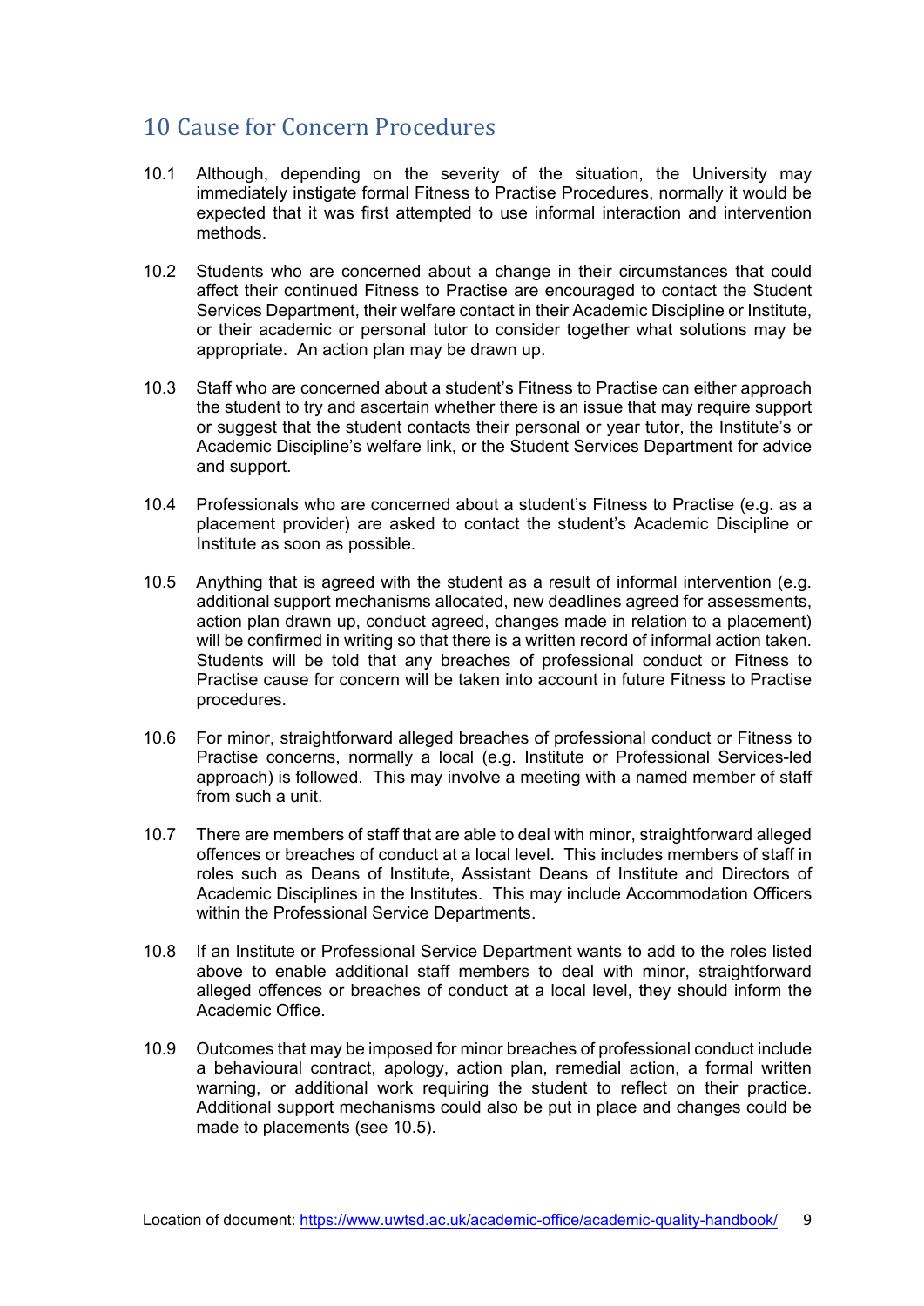## 10 Cause for Concern Procedures

10.1 Although, depending on the severity of the situation, the University may immediately instigate formal Fitness to Practise Procedures, normally it would be expected that it was first attempted to use informal interaction and intervention methods.

10.2 Students who are concerned about a change in their circumstances that could affect their continued Fitness to Practise are encouraged to contact the Student Services Department, their welfare contact in their Academic Discipline or Institute, or their academic or personal tutor to consider together what solutions may be appropriate. An action plan may be drawn up.

10.3 Staff who are concerned about a student's Fitness to Practise can either approach the student to try and ascertain whether there is an issue that may require support or suggest that the student contacts their personal or year tutor, the Institute's or Academic Discipline's welfare link, or the Student Services Department for advice and support.

10.4 Professionals who are concerned about a student's Fitness to Practise (e.g. as a placement provider) are asked to contact the student's Academic Discipline or Institute as soon as possible.

10.5 Anything that is agreed with the student as a result of informal intervention (e.g. additional support mechanisms allocated, new deadlines agreed for assessments, action plan drawn up, conduct agreed, changes made in relation to a placement) will be confirmed in writing so that there is a written record of informal action taken. Students will be told that any breaches of professional conduct or Fitness to Practise cause for concern will be taken into account in future Fitness to Practise procedures.

10.6 For minor, straightforward alleged breaches of professional conduct or Fitness to Practise concerns, normally a local (e.g. Institute or Professional Services-led approach) is followed. This may involve a meeting with a named member of staff from such a unit.

10.7 There are members of staff that are able to deal with minor, straightforward alleged offences or breaches of conduct at a local level. This includes members of staff in roles such as Deans of Institute, Assistant Deans of Institute and Directors of Academic Disciplines in the Institutes. This may include Accommodation Officers within the Professional Service Departments.

10.8 If an Institute or Professional Service Department wants to add to the roles listed above to enable additional staff members to deal with minor, straightforward alleged offences or breaches of conduct at a local level, they should inform the Academic Office.

10.9 Outcomes that may be imposed for minor breaches of professional conduct include a behavioural contract, apology, action plan, remedial action, a formal written warning, or additional work requiring the student to reflect on their practice. Additional support mechanisms could also be put in place and changes could be made to placements (see 10.5).

Location of document: https://www.uwtsd.ac.uk/academic-office/academic-quality-handbook/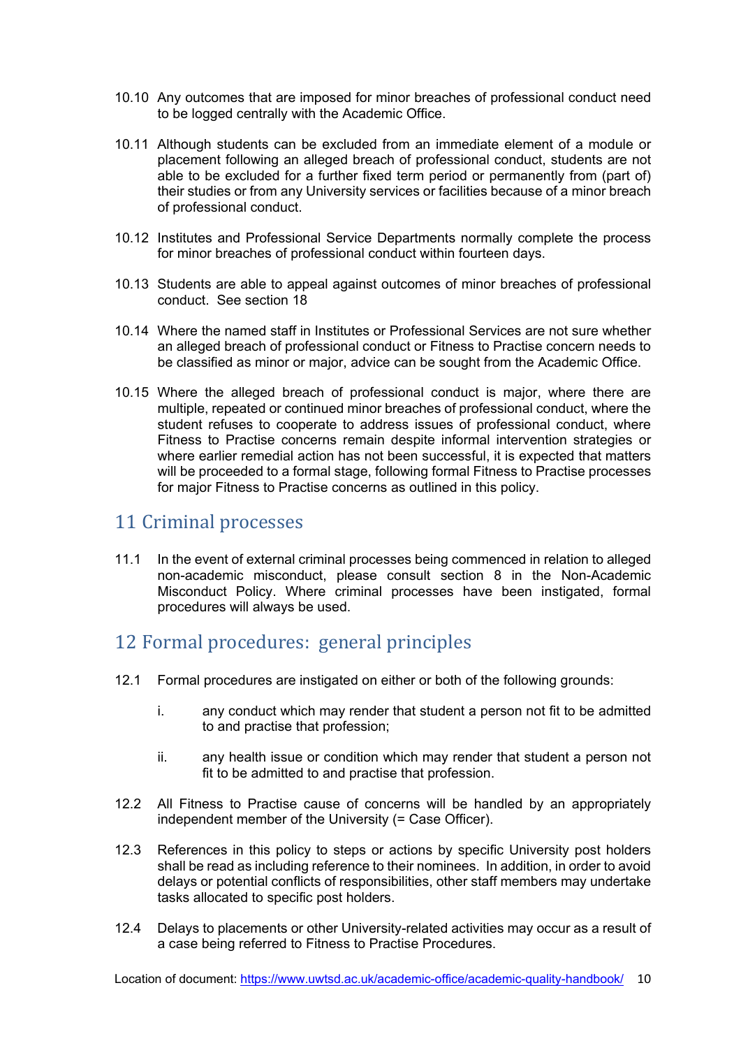10.10 Any outcomes that are imposed for minor breaches of professional conduct need to be logged centrally with the Academic Office.

10.11 Although students can be excluded from an immediate element of a module or placement following an alleged breach of professional conduct, students are not able to be excluded for a further fixed term period or permanently from (part of) their studies or from any University services or facilities because of a minor breach of professional conduct.

10.12 Institutes and Professional Service Departments normally complete the process for minor breaches of professional conduct within fourteen days.

10.13 Students are able to appeal against outcomes of minor breaches of professional conduct. See section 18

10.14 Where the named staff in Institutes or Professional Services are not sure whether an alleged breach of professional conduct or Fitness to Practise concern needs to be classified as minor or major, advice can be sought from the Academic Office.

10.15 Where the alleged breach of professional conduct is major, where there are multiple, repeated or continued minor breaches of professional conduct, where the student refuses to cooperate to address issues of professional conduct, where Fitness to Practise concerns remain despite informal intervention strategies or where earlier remedial action has not been successful, it is expected that matters will be proceeded to a formal stage, following formal Fitness to Practise processes for major Fitness to Practise concerns as outlined in this policy.

## 11 Criminal processes

11.1 In the event of external criminal processes being commenced in relation to alleged non-academic misconduct, please consult section 8 in the Non-Academic Misconduct Policy. Where criminal processes have been instigated, formal procedures will always be used.

## 12 Formal procedures: general principles

12.1 Formal procedures are instigated on either or both of the following grounds:

i. any conduct which may render that student a person not fit to be admitted to and practise that profession;

ii. any health issue or condition which may render that student a person not fit to be admitted to and practise that profession.

12.2 All Fitness to Practise cause of concerns will be handled by an appropriately independent member of the University (= Case Officer).

12.3 References in this policy to steps or actions by specific University post holders shall be read as including reference to their nominees. In addition, in order to avoid delays or potential conflicts of responsibilities, other staff members may undertake tasks allocated to specific post holders.

12.4 Delays to placements or other University-related activities may occur as a result of a case being referred to Fitness to Practise Procedures.

Location of document: https://www.uwtsd.ac.uk/academic-office/academic-quality-handbook/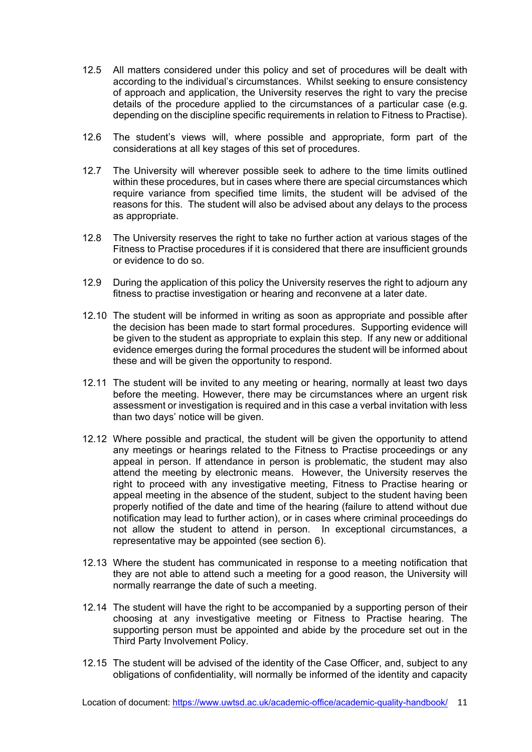12.5 All matters considered under this policy and set of procedures will be dealt with according to the individual's circumstances. Whilst seeking to ensure consistency of approach and application, the University reserves the right to vary the precise details of the procedure applied to the circumstances of a particular case (e.g. depending on the discipline specific requirements in relation to Fitness to Practise).

12.6 The student's views will, where possible and appropriate, form part of the considerations at all key stages of this set of procedures.

12.7 The University will wherever possible seek to adhere to the time limits outlined within these procedures, but in cases where there are special circumstances which require variance from specified time limits, the student will be advised of the reasons for this. The student will also be advised about any delays to the process as appropriate.

12.8 The University reserves the right to take no further action at various stages of the Fitness to Practise procedures if it is considered that there are insufficient grounds or evidence to do so.

12.9 During the application of this policy the University reserves the right to adjourn any fitness to practise investigation or hearing and reconvene at a later date.

12.10 The student will be informed in writing as soon as appropriate and possible after the decision has been made to start formal procedures. Supporting evidence will be given to the student as appropriate to explain this step. If any new or additional evidence emerges during the formal procedures the student will be informed about these and will be given the opportunity to respond.

12.11 The student will be invited to any meeting or hearing, normally at least two days before the meeting. However, there may be circumstances where an urgent risk assessment or investigation is required and in this case a verbal invitation with less than two days' notice will be given.

12.12 Where possible and practical, the student will be given the opportunity to attend any meetings or hearings related to the Fitness to Practise proceedings or any appeal in person. If attendance in person is problematic, the student may also attend the meeting by electronic means. However, the University reserves the right to proceed with any investigative meeting, Fitness to Practise hearing or appeal meeting in the absence of the student, subject to the student having been properly notified of the date and time of the hearing (failure to attend without due notification may lead to further action), or in cases where criminal proceedings do not allow the student to attend in person. In exceptional circumstances, a representative may be appointed (see section 6).

12.13 Where the student has communicated in response to a meeting notification that they are not able to attend such a meeting for a good reason, the University will normally rearrange the date of such a meeting.

12.14 The student will have the right to be accompanied by a supporting person of their choosing at any investigative meeting or Fitness to Practise hearing. The supporting person must be appointed and abide by the procedure set out in the Third Party Involvement Policy.

12.15 The student will be advised of the identity of the Case Officer, and, subject to any obligations of confidentiality, will normally be informed of the identity and capacity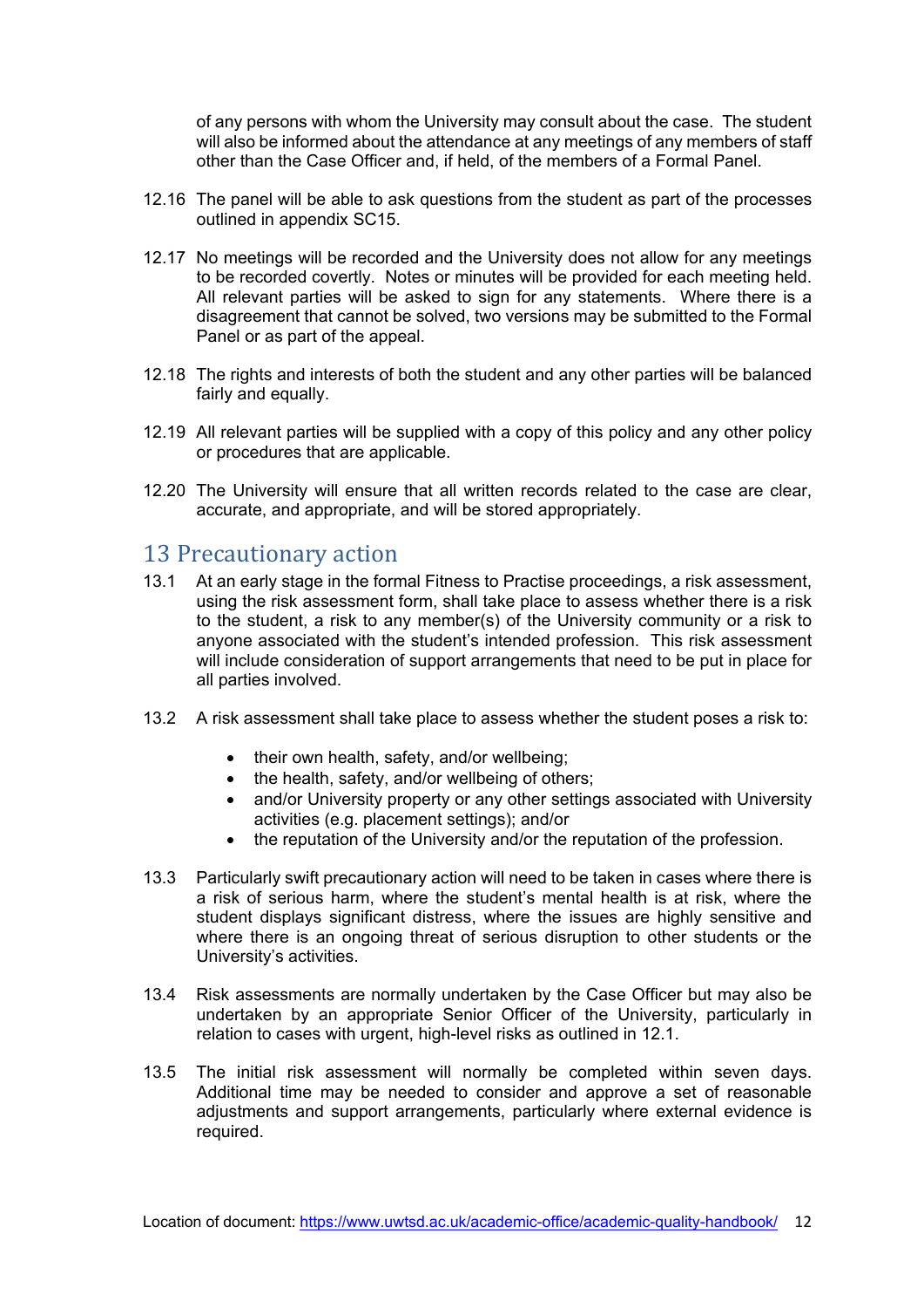of any persons with whom the University may consult about the case. The student will also be informed about the attendance at any meetings of any members of staff other than the Case Officer and, if held, of the members of a Formal Panel.

12.16 The panel will be able to ask questions from the student as part of the processes outlined in appendix SC15.

12.17 No meetings will be recorded and the University does not allow for any meetings to be recorded covertly. Notes or minutes will be provided for each meeting held. All relevant parties will be asked to sign for any statements. Where there is a disagreement that cannot be solved, two versions may be submitted to the Formal Panel or as part of the appeal.

12.18 The rights and interests of both the student and any other parties will be balanced fairly and equally.

12.19 All relevant parties will be supplied with a copy of this policy and any other policy or procedures that are applicable.

12.20 The University will ensure that all written records related to the case are clear, accurate, and appropriate, and will be stored appropriately.

## 13 Precautionary action

13.1 At an early stage in the formal Fitness to Practise proceedings, a risk assessment, using the risk assessment form, shall take place to assess whether there is a risk to the student, a risk to any member(s) of the University community or a risk to anyone associated with the student's intended profession. This risk assessment will include consideration of support arrangements that need to be put in place for all parties involved.

13.2 A risk assessment shall take place to assess whether the student poses a risk to:

- their own health, safety, and/or wellbeing;
- the health, safety, and/or wellbeing of others;
- and/or University property or any other settings associated with University activities (e.g. placement settings); and/or
- the reputation of the University and/or the reputation of the profession.

13.3 Particularly swift precautionary action will need to be taken in cases where there is a risk of serious harm, where the student's mental health is at risk, where the student displays significant distress, where the issues are highly sensitive and where there is an ongoing threat of serious disruption to other students or the University's activities.

13.4 Risk assessments are normally undertaken by the Case Officer but may also be undertaken by an appropriate Senior Officer of the University, particularly in relation to cases with urgent, high-level risks as outlined in 12.1.

13.5 The initial risk assessment will normally be completed within seven days. Additional time may be needed to consider and approve a set of reasonable adjustments and support arrangements, particularly where external evidence is required.

Location of document: https://www.uwtsd.ac.uk/academic-office/academic-quality-handbook/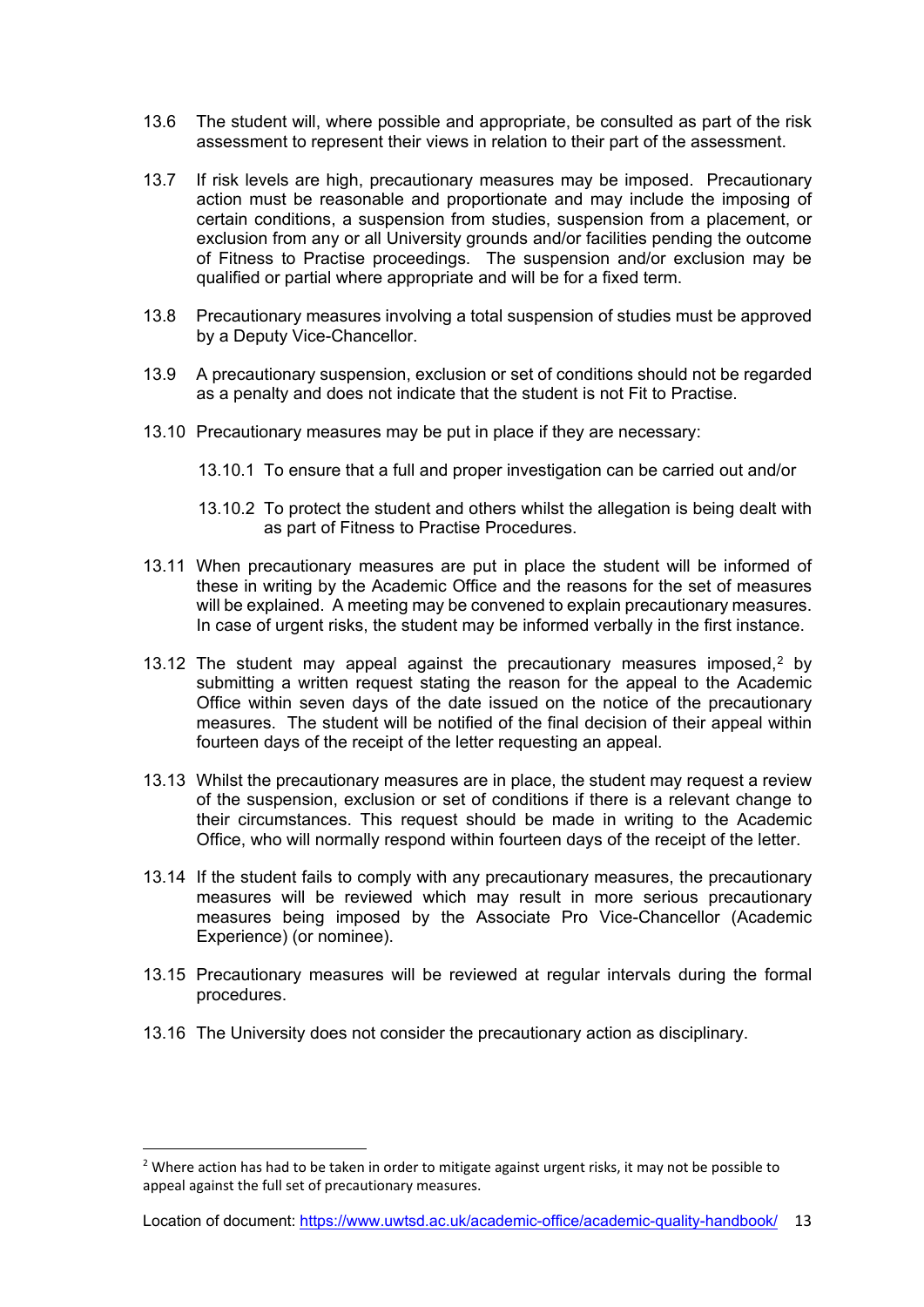13.6 The student will, where possible and appropriate, be consulted as part of the risk assessment to represent their views in relation to their part of the assessment.

13.7 If risk levels are high, precautionary measures may be imposed. Precautionary action must be reasonable and proportionate and may include the imposing of certain conditions, a suspension from studies, suspension from a placement, or exclusion from any or all University grounds and/or facilities pending the outcome of Fitness to Practise proceedings. The suspension and/or exclusion may be qualified or partial where appropriate and will be for a fixed term.

13.8 Precautionary measures involving a total suspension of studies must be approved by a Deputy Vice-Chancellor.

13.9 A precautionary suspension, exclusion or set of conditions should not be regarded as a penalty and does not indicate that the student is not Fit to Practise.

13.10 Precautionary measures may be put in place if they are necessary:

- 13.10.1 To ensure that a full and proper investigation can be carried out and/or
- 13.10.2 To protect the student and others whilst the allegation is being dealt with as part of Fitness to Practise Procedures.

13.11 When precautionary measures are put in place the student will be informed of these in writing by the Academic Office and the reasons for the set of measures will be explained. A meeting may be convened to explain precautionary measures. In case of urgent risks, the student may be informed verbally in the first instance.

13.12 The student may appeal against the precautionary measures imposed,[2] by submitting a written request stating the reason for the appeal to the Academic Office within seven days of the date issued on the notice of the precautionary measures. The student will be notified of the final decision of their appeal within fourteen days of the receipt of the letter requesting an appeal.

13.13 Whilst the precautionary measures are in place, the student may request a review of the suspension, exclusion or set of conditions if there is a relevant change to their circumstances. This request should be made in writing to the Academic Office, who will normally respond within fourteen days of the receipt of the letter.

13.14 If the student fails to comply with any precautionary measures, the precautionary measures will be reviewed which may result in more serious precautionary measures being imposed by the Associate Pro Vice-Chancellor (Academic Experience) (or nominee).

13.15 Precautionary measures will be reviewed at regular intervals during the formal procedures.

13.16 The University does not consider the precautionary action as disciplinary.

---

[2] Where action has had to be taken in order to mitigate against urgent risks, it may not be possible to appeal against the full set of precautionary measures.

Location of document: https://www.uwtsd.ac.uk/academic-office/academic-quality-handbook/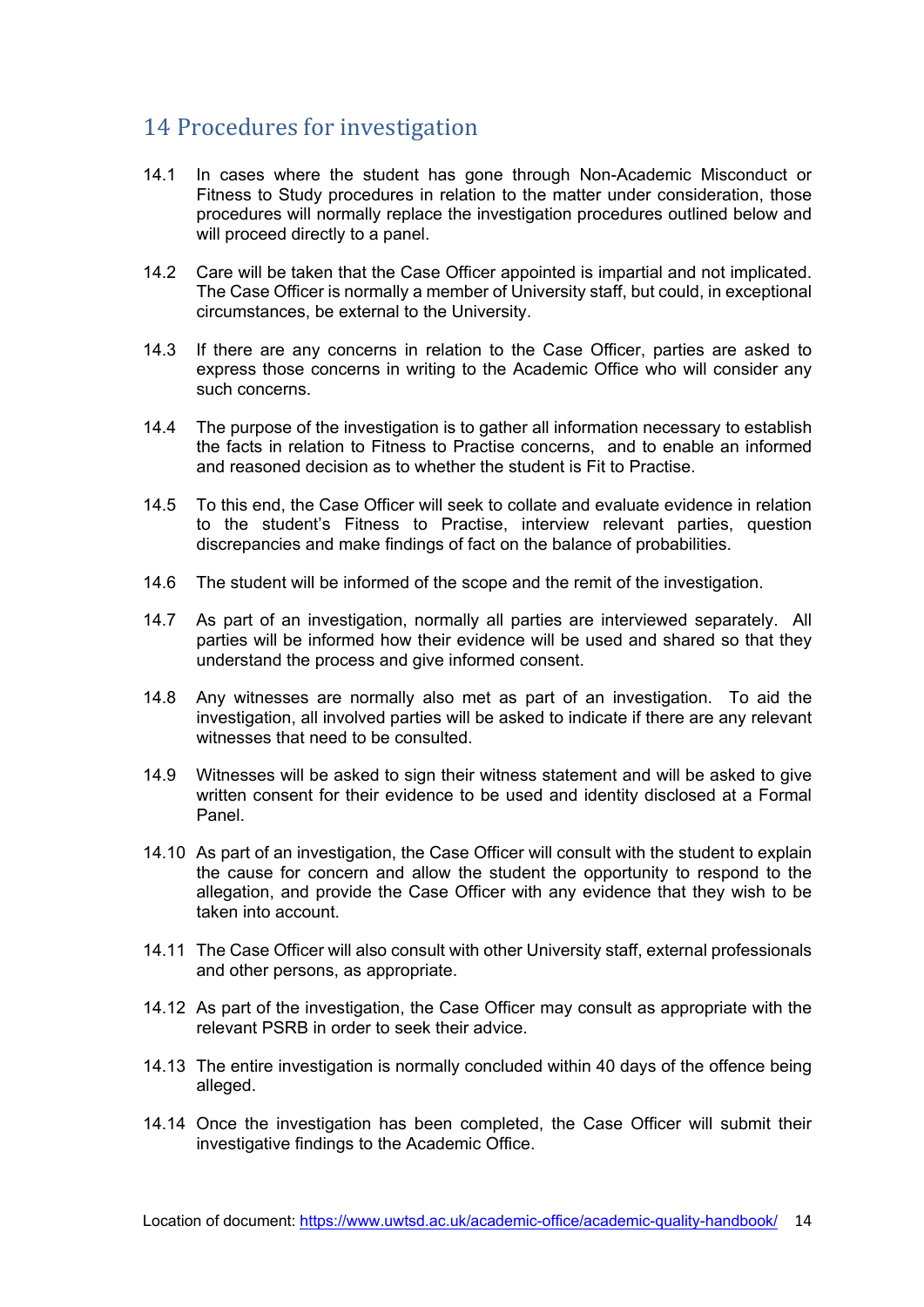## 14 Procedures for investigation

14.1 In cases where the student has gone through Non-Academic Misconduct or Fitness to Study procedures in relation to the matter under consideration, those procedures will normally replace the investigation procedures outlined below and will proceed directly to a panel.

14.2 Care will be taken that the Case Officer appointed is impartial and not implicated. The Case Officer is normally a member of University staff, but could, in exceptional circumstances, be external to the University.

14.3 If there are any concerns in relation to the Case Officer, parties are asked to express those concerns in writing to the Academic Office who will consider any such concerns.

14.4 The purpose of the investigation is to gather all information necessary to establish the facts in relation to Fitness to Practise concerns, and to enable an informed and reasoned decision as to whether the student is Fit to Practise.

14.5 To this end, the Case Officer will seek to collate and evaluate evidence in relation to the student's Fitness to Practise, interview relevant parties, question discrepancies and make findings of fact on the balance of probabilities.

14.6 The student will be informed of the scope and the remit of the investigation.

14.7 As part of an investigation, normally all parties are interviewed separately. All parties will be informed how their evidence will be used and shared so that they understand the process and give informed consent.

14.8 Any witnesses are normally also met as part of an investigation. To aid the investigation, all involved parties will be asked to indicate if there are any relevant witnesses that need to be consulted.

14.9 Witnesses will be asked to sign their witness statement and will be asked to give written consent for their evidence to be used and identity disclosed at a Formal Panel.

14.10 As part of an investigation, the Case Officer will consult with the student to explain the cause for concern and allow the student the opportunity to respond to the allegation, and provide the Case Officer with any evidence that they wish to be taken into account.

14.11 The Case Officer will also consult with other University staff, external professionals and other persons, as appropriate.

14.12 As part of the investigation, the Case Officer may consult as appropriate with the relevant PSRB in order to seek their advice.

14.13 The entire investigation is normally concluded within 40 days of the offence being alleged.

14.14 Once the investigation has been completed, the Case Officer will submit their investigative findings to the Academic Office.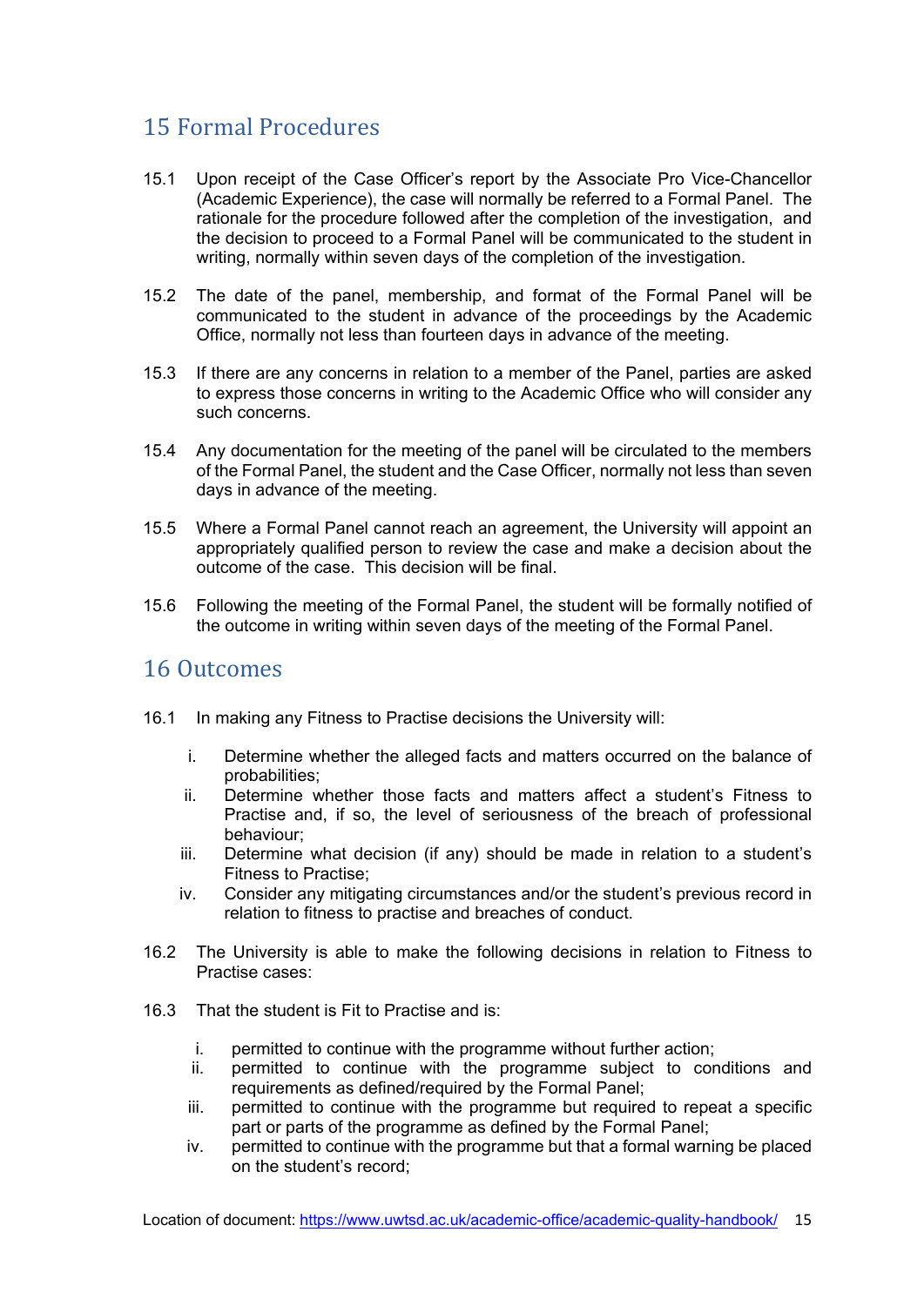## 15 Formal Procedures

15.1 Upon receipt of the Case Officer's report by the Associate Pro Vice-Chancellor (Academic Experience), the case will normally be referred to a Formal Panel. The rationale for the procedure followed after the completion of the investigation, and the decision to proceed to a Formal Panel will be communicated to the student in writing, normally within seven days of the completion of the investigation.

15.2 The date of the panel, membership, and format of the Formal Panel will be communicated to the student in advance of the proceedings by the Academic Office, normally not less than fourteen days in advance of the meeting.

15.3 If there are any concerns in relation to a member of the Panel, parties are asked to express those concerns in writing to the Academic Office who will consider any such concerns.

15.4 Any documentation for the meeting of the panel will be circulated to the members of the Formal Panel, the student and the Case Officer, normally not less than seven days in advance of the meeting.

15.5 Where a Formal Panel cannot reach an agreement, the University will appoint an appropriately qualified person to review the case and make a decision about the outcome of the case. This decision will be final.

15.6 Following the meeting of the Formal Panel, the student will be formally notified of the outcome in writing within seven days of the meeting of the Formal Panel.

## 16 Outcomes

16.1 In making any Fitness to Practise decisions the University will:

i. Determine whether the alleged facts and matters occurred on the balance of probabilities;
ii. Determine whether those facts and matters affect a student's Fitness to Practise and, if so, the level of seriousness of the breach of professional behaviour;
iii. Determine what decision (if any) should be made in relation to a student's Fitness to Practise;
iv. Consider any mitigating circumstances and/or the student's previous record in relation to fitness to practise and breaches of conduct.

16.2 The University is able to make the following decisions in relation to Fitness to Practise cases:

16.3 That the student is Fit to Practise and is:

i. permitted to continue with the programme without further action;
ii. permitted to continue with the programme subject to conditions and requirements as defined/required by the Formal Panel;
iii. permitted to continue with the programme but required to repeat a specific part or parts of the programme as defined by the Formal Panel;
iv. permitted to continue with the programme but that a formal warning be placed on the student's record;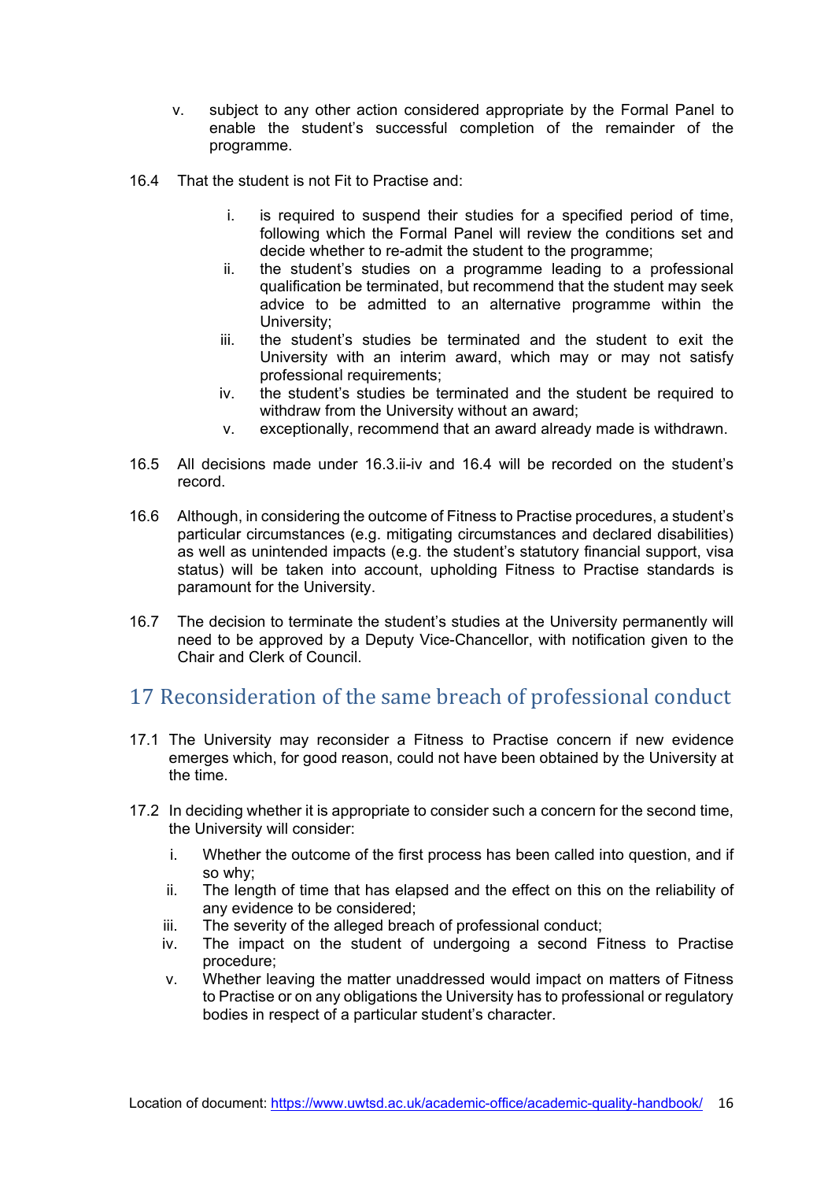v. subject to any other action considered appropriate by the Formal Panel to enable the student's successful completion of the remainder of the programme.

16.4 That the student is not Fit to Practise and:

i. is required to suspend their studies for a specified period of time, following which the Formal Panel will review the conditions set and decide whether to re-admit the student to the programme;
ii. the student's studies on a programme leading to a professional qualification be terminated, but recommend that the student may seek advice to be admitted to an alternative programme within the University;
iii. the student's studies be terminated and the student to exit the University with an interim award, which may or may not satisfy professional requirements;
iv. the student's studies be terminated and the student be required to withdraw from the University without an award;
v. exceptionally, recommend that an award already made is withdrawn.

16.5 All decisions made under 16.3.ii-iv and 16.4 will be recorded on the student's record.

16.6 Although, in considering the outcome of Fitness to Practise procedures, a student's particular circumstances (e.g. mitigating circumstances and declared disabilities) as well as unintended impacts (e.g. the student's statutory financial support, visa status) will be taken into account, upholding Fitness to Practise standards is paramount for the University.

16.7 The decision to terminate the student's studies at the University permanently will need to be approved by a Deputy Vice-Chancellor, with notification given to the Chair and Clerk of Council.

## 17 Reconsideration of the same breach of professional conduct

17.1 The University may reconsider a Fitness to Practise concern if new evidence emerges which, for good reason, could not have been obtained by the University at the time.

17.2 In deciding whether it is appropriate to consider such a concern for the second time, the University will consider:

i. Whether the outcome of the first process has been called into question, and if so why;
ii. The length of time that has elapsed and the effect on this on the reliability of any evidence to be considered;
iii. The severity of the alleged breach of professional conduct;
iv. The impact on the student of undergoing a second Fitness to Practise procedure;
v. Whether leaving the matter unaddressed would impact on matters of Fitness to Practise or on any obligations the University has to professional or regulatory bodies in respect of a particular student's character.

Location of document: https://www.uwtsd.ac.uk/academic-office/academic-quality-handbook/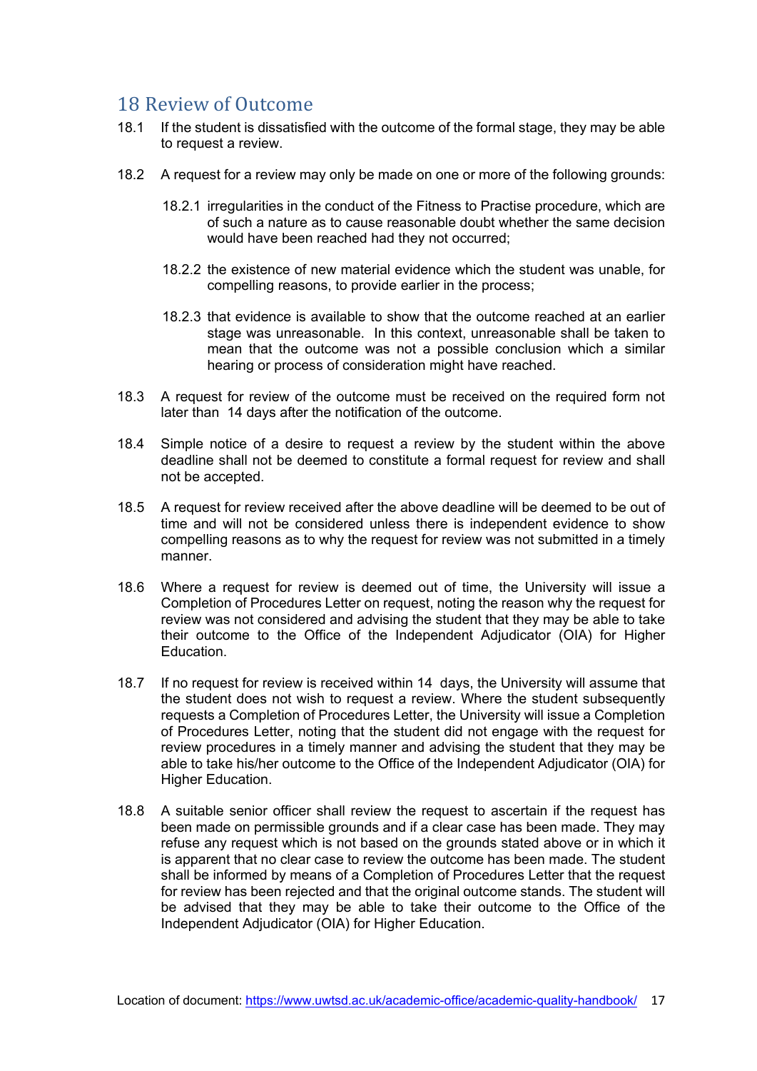## 18 Review of Outcome

18.1 If the student is dissatisfied with the outcome of the formal stage, they may be able to request a review.

18.2 A request for a review may only be made on one or more of the following grounds:

> 18.2.1 irregularities in the conduct of the Fitness to Practise procedure, which are of such a nature as to cause reasonable doubt whether the same decision would have been reached had they not occurred;
>
> 18.2.2 the existence of new material evidence which the student was unable, for compelling reasons, to provide earlier in the process;
>
> 18.2.3 that evidence is available to show that the outcome reached at an earlier stage was unreasonable. In this context, unreasonable shall be taken to mean that the outcome was not a possible conclusion which a similar hearing or process of consideration might have reached.

18.3 A request for review of the outcome must be received on the required form not later than 14 days after the notification of the outcome.

18.4 Simple notice of a desire to request a review by the student within the above deadline shall not be deemed to constitute a formal request for review and shall not be accepted.

18.5 A request for review received after the above deadline will be deemed to be out of time and will not be considered unless there is independent evidence to show compelling reasons as to why the request for review was not submitted in a timely manner.

18.6 Where a request for review is deemed out of time, the University will issue a Completion of Procedures Letter on request, noting the reason why the request for review was not considered and advising the student that they may be able to take their outcome to the Office of the Independent Adjudicator (OIA) for Higher Education.

18.7 If no request for review is received within 14 days, the University will assume that the student does not wish to request a review. Where the student subsequently requests a Completion of Procedures Letter, the University will issue a Completion of Procedures Letter, noting that the student did not engage with the request for review procedures in a timely manner and advising the student that they may be able to take his/her outcome to the Office of the Independent Adjudicator (OIA) for Higher Education.

18.8 A suitable senior officer shall review the request to ascertain if the request has been made on permissible grounds and if a clear case has been made. They may refuse any request which is not based on the grounds stated above or in which it is apparent that no clear case to review the outcome has been made. The student shall be informed by means of a Completion of Procedures Letter that the request for review has been rejected and that the original outcome stands. The student will be advised that they may be able to take their outcome to the Office of the Independent Adjudicator (OIA) for Higher Education.

Location of document: https://www.uwtsd.ac.uk/academic-office/academic-quality-handbook/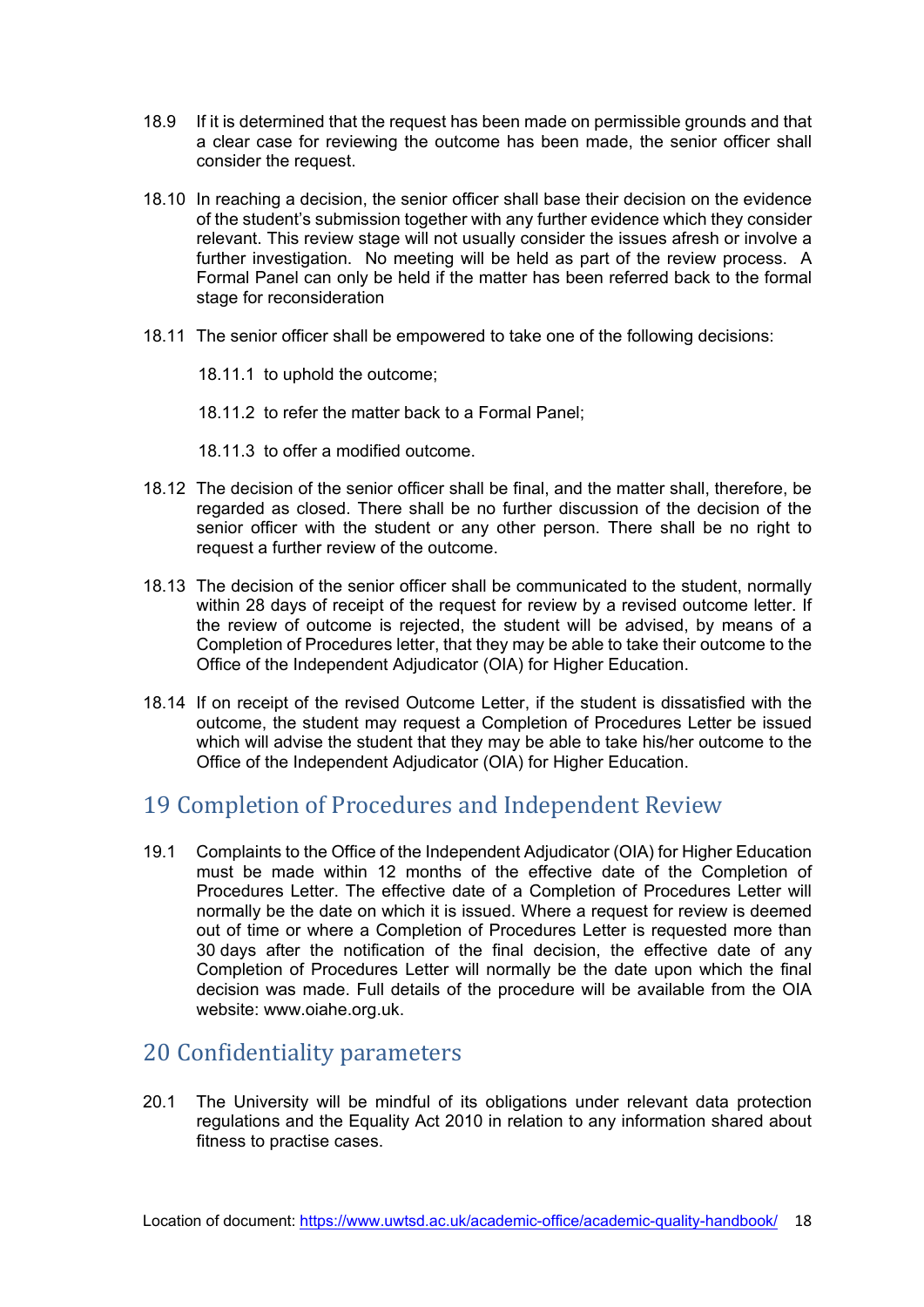18.9 If it is determined that the request has been made on permissible grounds and that a clear case for reviewing the outcome has been made, the senior officer shall consider the request.

18.10 In reaching a decision, the senior officer shall base their decision on the evidence of the student's submission together with any further evidence which they consider relevant. This review stage will not usually consider the issues afresh or involve a further investigation. No meeting will be held as part of the review process. A Formal Panel can only be held if the matter has been referred back to the formal stage for reconsideration

18.11 The senior officer shall be empowered to take one of the following decisions:

- 18.11.1 to uphold the outcome;
- 18.11.2 to refer the matter back to a Formal Panel;
- 18.11.3 to offer a modified outcome.

18.12 The decision of the senior officer shall be final, and the matter shall, therefore, be regarded as closed. There shall be no further discussion of the decision of the senior officer with the student or any other person. There shall be no right to request a further review of the outcome.

18.13 The decision of the senior officer shall be communicated to the student, normally within 28 days of receipt of the request for review by a revised outcome letter. If the review of outcome is rejected, the student will be advised, by means of a Completion of Procedures letter, that they may be able to take their outcome to the Office of the Independent Adjudicator (OIA) for Higher Education.

18.14 If on receipt of the revised Outcome Letter, if the student is dissatisfied with the outcome, the student may request a Completion of Procedures Letter be issued which will advise the student that they may be able to take his/her outcome to the Office of the Independent Adjudicator (OIA) for Higher Education.

## 19 Completion of Procedures and Independent Review

19.1 Complaints to the Office of the Independent Adjudicator (OIA) for Higher Education must be made within 12 months of the effective date of the Completion of Procedures Letter. The effective date of a Completion of Procedures Letter will normally be the date on which it is issued. Where a request for review is deemed out of time or where a Completion of Procedures Letter is requested more than 30 days after the notification of the final decision, the effective date of any Completion of Procedures Letter will normally be the date upon which the final decision was made. Full details of the procedure will be available from the OIA website: www.oiahe.org.uk.

## 20 Confidentiality parameters

20.1 The University will be mindful of its obligations under relevant data protection regulations and the Equality Act 2010 in relation to any information shared about fitness to practise cases.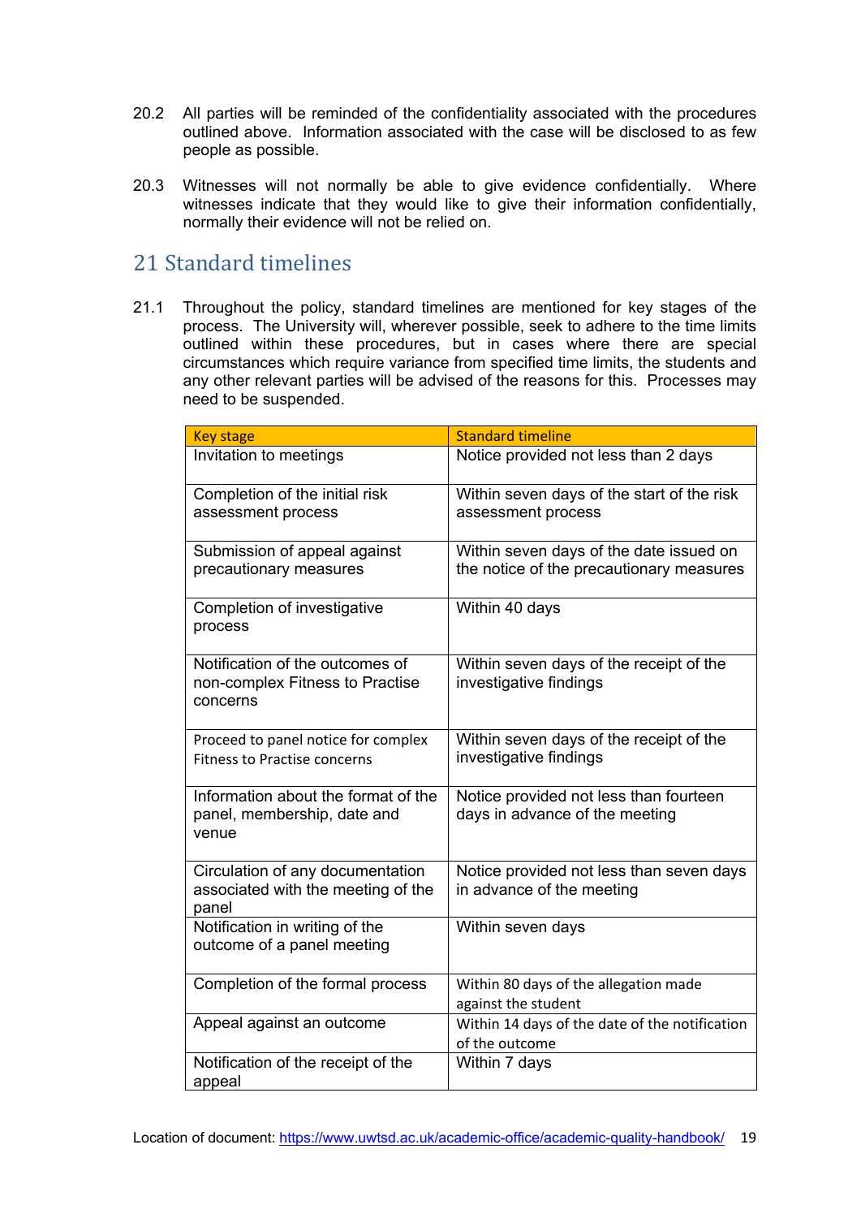20.2 All parties will be reminded of the confidentiality associated with the procedures outlined above. Information associated with the case will be disclosed to as few people as possible.

20.3 Witnesses will not normally be able to give evidence confidentially. Where witnesses indicate that they would like to give their information confidentially, normally their evidence will not be relied on.

## 21 Standard timelines

21.1 Throughout the policy, standard timelines are mentioned for key stages of the process. The University will, wherever possible, seek to adhere to the time limits outlined within these procedures, but in cases where there are special circumstances which require variance from specified time limits, the students and any other relevant parties will be advised of the reasons for this. Processes may need to be suspended.

| Key stage | Standard timeline |
| --- | --- |
| Invitation to meetings | Notice provided not less than 2 days |
| Completion of the initial risk assessment process | Within seven days of the start of the risk assessment process |
| Submission of appeal against precautionary measures | Within seven days of the date issued on the notice of the precautionary measures |
| Completion of investigative process | Within 40 days |
| Notification of the outcomes of non-complex Fitness to Practise concerns | Within seven days of the receipt of the investigative findings |
| Proceed to panel notice for complex Fitness to Practise concerns | Within seven days of the receipt of the investigative findings |
| Information about the format of the panel, membership, date and venue | Notice provided not less than fourteen days in advance of the meeting |
| Circulation of any documentation associated with the meeting of the panel | Notice provided not less than seven days in advance of the meeting |
| Notification in writing of the outcome of a panel meeting | Within seven days |
| Completion of the formal process | Within 80 days of the allegation made against the student |
| Appeal against an outcome | Within 14 days of the date of the notification of the outcome |
| Notification of the receipt of the appeal | Within 7 days |

Location of document: https://www.uwtsd.ac.uk/academic-office/academic-quality-handbook/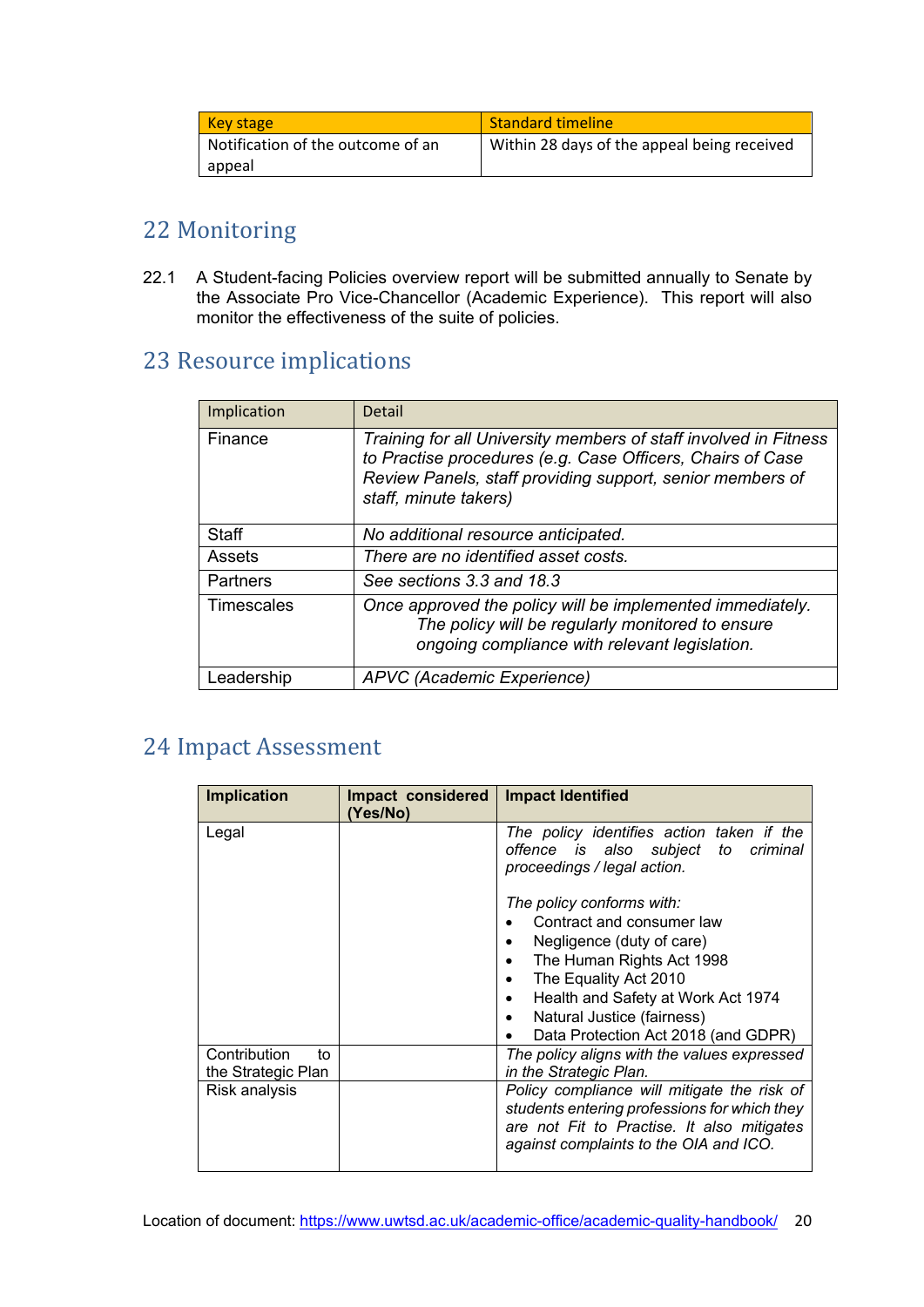| Key stage | Standard timeline |
|---|---|
| Notification of the outcome of an appeal | Within 28 days of the appeal being received |

## 22 Monitoring

22.1 A Student-facing Policies overview report will be submitted annually to Senate by the Associate Pro Vice-Chancellor (Academic Experience). This report will also monitor the effectiveness of the suite of policies.

## 23 Resource implications

| Implication | Detail |
|---|---|
| Finance | *Training for all University members of staff involved in Fitness to Practise procedures (e.g. Case Officers, Chairs of Case Review Panels, staff providing support, senior members of staff, minute takers)* |
| Staff | *No additional resource anticipated.* |
| Assets | *There are no identified asset costs.* |
| Partners | *See sections 3.3 and 18.3* |
| Timescales | *Once approved the policy will be implemented immediately. The policy will be regularly monitored to ensure ongoing compliance with relevant legislation.* |
| Leadership | *APVC (Academic Experience)* |

## 24 Impact Assessment

| **Implication** | **Impact considered (Yes/No)** | **Impact Identified** |
|---|---|---|
| Legal | | *The policy identifies action taken if the offence is also subject to criminal proceedings / legal action.*<br><br>*The policy conforms with:*<br>• Contract and consumer law<br>• Negligence (duty of care)<br>• The Human Rights Act 1998<br>• The Equality Act 2010<br>• Health and Safety at Work Act 1974<br>• Natural Justice (fairness)<br>• Data Protection Act 2018 (and GDPR) |
| Contribution to the Strategic Plan | | *The policy aligns with the values expressed in the Strategic Plan.* |
| Risk analysis | | *Policy compliance will mitigate the risk of students entering professions for which they are not Fit to Practise. It also mitigates against complaints to the OIA and ICO.* |

Location of document: https://www.uwtsd.ac.uk/academic-office/academic-quality-handbook/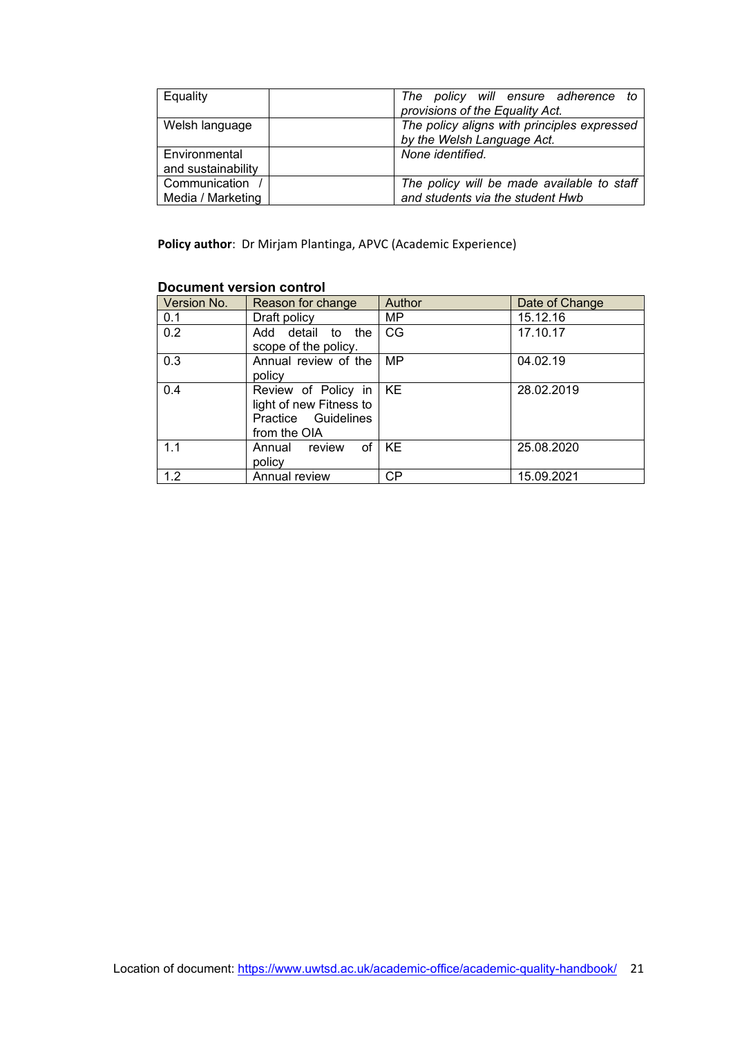| | | |
|---|---|---|
| Equality | | *The policy will ensure adherence to provisions of the Equality Act.* |
| Welsh language | | *The policy aligns with principles expressed by the Welsh Language Act.* |
| Environmental and sustainability | | *None identified.* |
| Communication / Media / Marketing | | *The policy will be made available to staff and students via the student Hwb* |

**Policy author**: Dr Mirjam Plantinga, APVC (Academic Experience)

### Document version control

| Version No. | Reason for change | Author | Date of Change |
|---|---|---|---|
| 0.1 | Draft policy | MP | 15.12.16 |
| 0.2 | Add detail to the scope of the policy. | CG | 17.10.17 |
| 0.3 | Annual review of the policy | MP | 04.02.19 |
| 0.4 | Review of Policy in light of new Fitness to Practice Guidelines from the OIA | KE | 28.02.2019 |
| 1.1 | Annual review of policy | KE | 25.08.2020 |
| 1.2 | Annual review | CP | 15.09.2021 |

Location of document: https://www.uwtsd.ac.uk/academic-office/academic-quality-handbook/